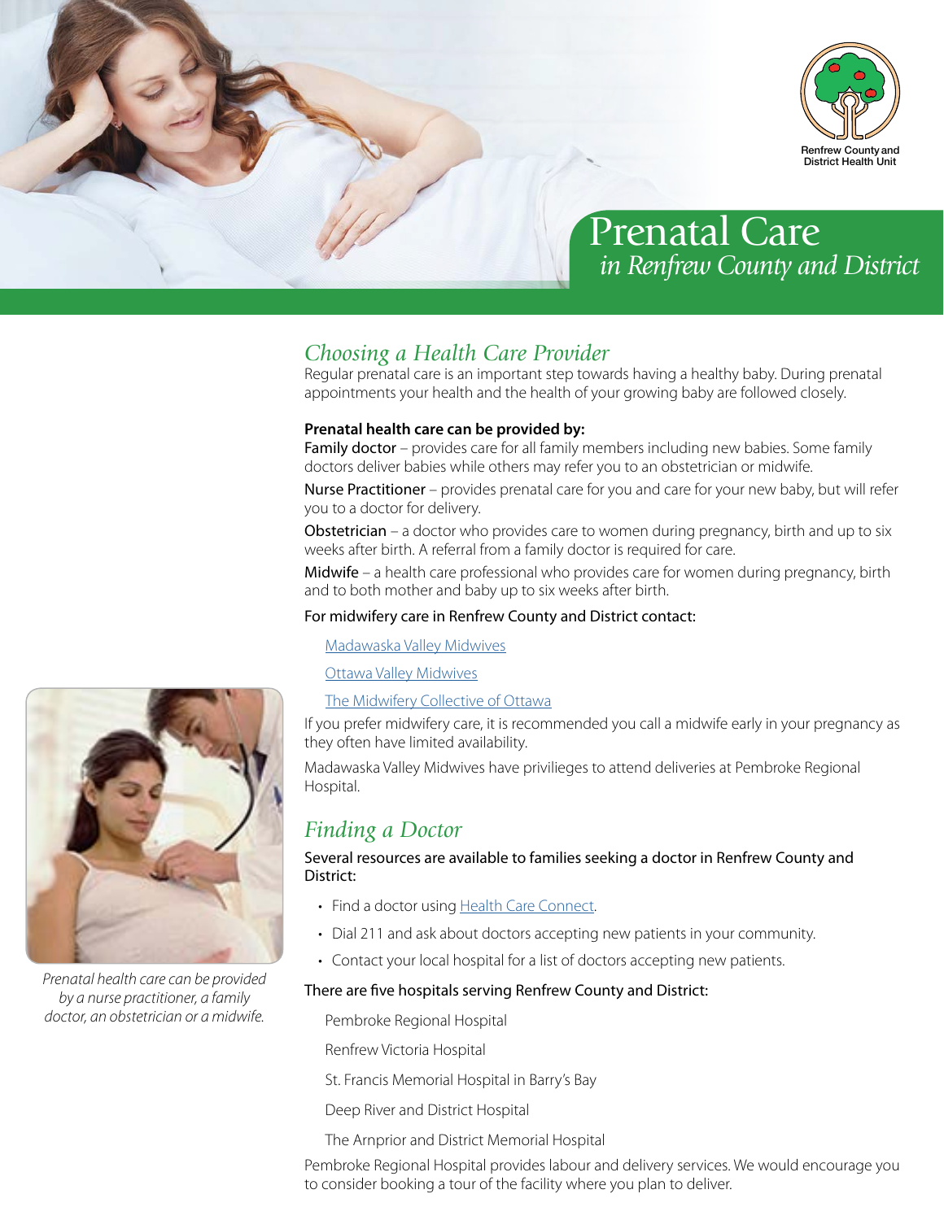Renfrew County and District Health Unit

# Prenatal Care

*in Renfrew County and District*

## *Choosing a Health Care Provider*

Regular prenatal care is an important step towards having a healthy baby. During prenatal appointments your health and the health of your growing baby are followed closely.

**Prenatal health care can be provided by:**

Family doctor – provides care for all family members including new babies. Some family doctors deliver babies while others may refer you to an obstetrician or midwife.

Nurse Practitioner – provides prenatal care for you and care for your new baby, but will refer you to a doctor for delivery.

Obstetrician – a doctor who provides care to women during pregnancy, birth and up to six weeks after birth. A referral from a family doctor is required for care.

Midwife – a health care professional who provides care for women during pregnancy, birth and to both mother and baby up to six weeks after birth.

For midwifery care in Renfrew County and District contact:

Madawaska Valley Midwives

Ottawa Valley Midwives

The Midwifery Collective of Ottawa

If you prefer midwifery care, it is recommended you call a midwife early in your pregnancy as they often have limited availability.

Madawaska Valley Midwives have privilieges to attend deliveries at Pembroke Regional Hospital.

*Prenatal health care can be provided by a nurse practitioner, a family doctor, an obstetrician or a midwife.*

## *Finding a Doctor*

Several resources are available to families seeking a doctor in Renfrew County and District:

- Find a doctor using Health Care Connect.
- Dial 211 and ask about doctors accepting new patients in your community.
- Contact your local hospital for a list of doctors accepting new patients.

There are five hospitals serving Renfrew County and District:

Pembroke Regional Hospital

Renfrew Victoria Hospital

St. Francis Memorial Hospital in Barry's Bay

Deep River and District Hospital

The Arnprior and District Memorial Hospital

Pembroke Regional Hospital provides labour and delivery services. We would encourage you to consider booking a tour of the facility where you plan to deliver.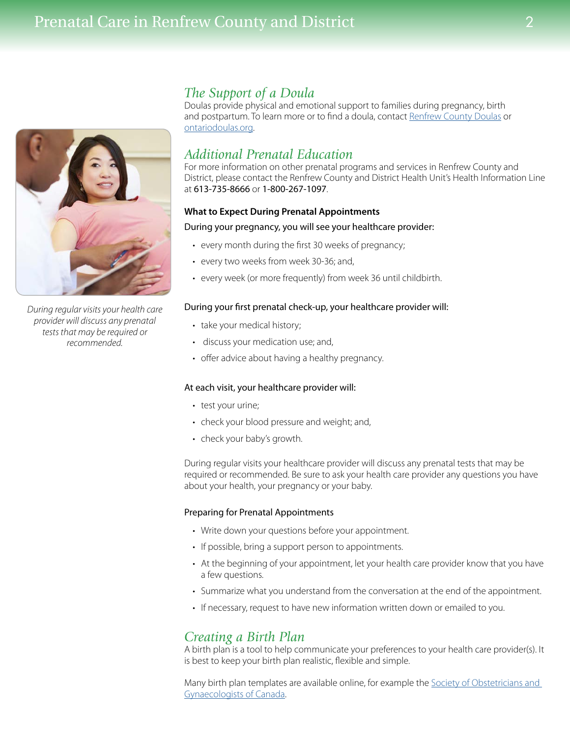## The Support of a Doula

Doulas provide physical and emotional support to families during pregnancy, birth and postpartum. To learn more or to find a doula, contact [Renfrew County Doulas]() or [ontariodoulas.org]().

## Additional Prenatal Education

For more information on other prenatal programs and services in Renfrew County and District, please contact the Renfrew County and District Health Unit's Health Information Line at 613-735-8666 or 1-800-267-1097.

### What to Expect During Prenatal Appointments

During your pregnancy, you will see your healthcare provider:

- every month during the first 30 weeks of pregnancy;
- every two weeks from week 30-36; and,
- every week (or more frequently) from week 36 until childbirth.

During your first prenatal check-up, your healthcare provider will:

- take your medical history;
- discuss your medication use; and,
- offer advice about having a healthy pregnancy.

At each visit, your healthcare provider will:

- test your urine;
- check your blood pressure and weight; and,
- check your baby's growth.

During regular visits your healthcare provider will discuss any prenatal tests that may be required or recommended. Be sure to ask your health care provider any questions you have about your health, your pregnancy or your baby.

*During regular visits your health care provider will discuss any prenatal tests that may be required or recommended.*

Preparing for Prenatal Appointments

- Write down your questions before your appointment.
- If possible, bring a support person to appointments.
- At the beginning of your appointment, let your health care provider know that you have a few questions.
- Summarize what you understand from the conversation at the end of the appointment.
- If necessary, request to have new information written down or emailed to you.

## Creating a Birth Plan

A birth plan is a tool to help communicate your preferences to your health care provider(s). It is best to keep your birth plan realistic, flexible and simple.

Many birth plan templates are available online, for example the [Society of Obstetricians and Gynaecologists of Canada]().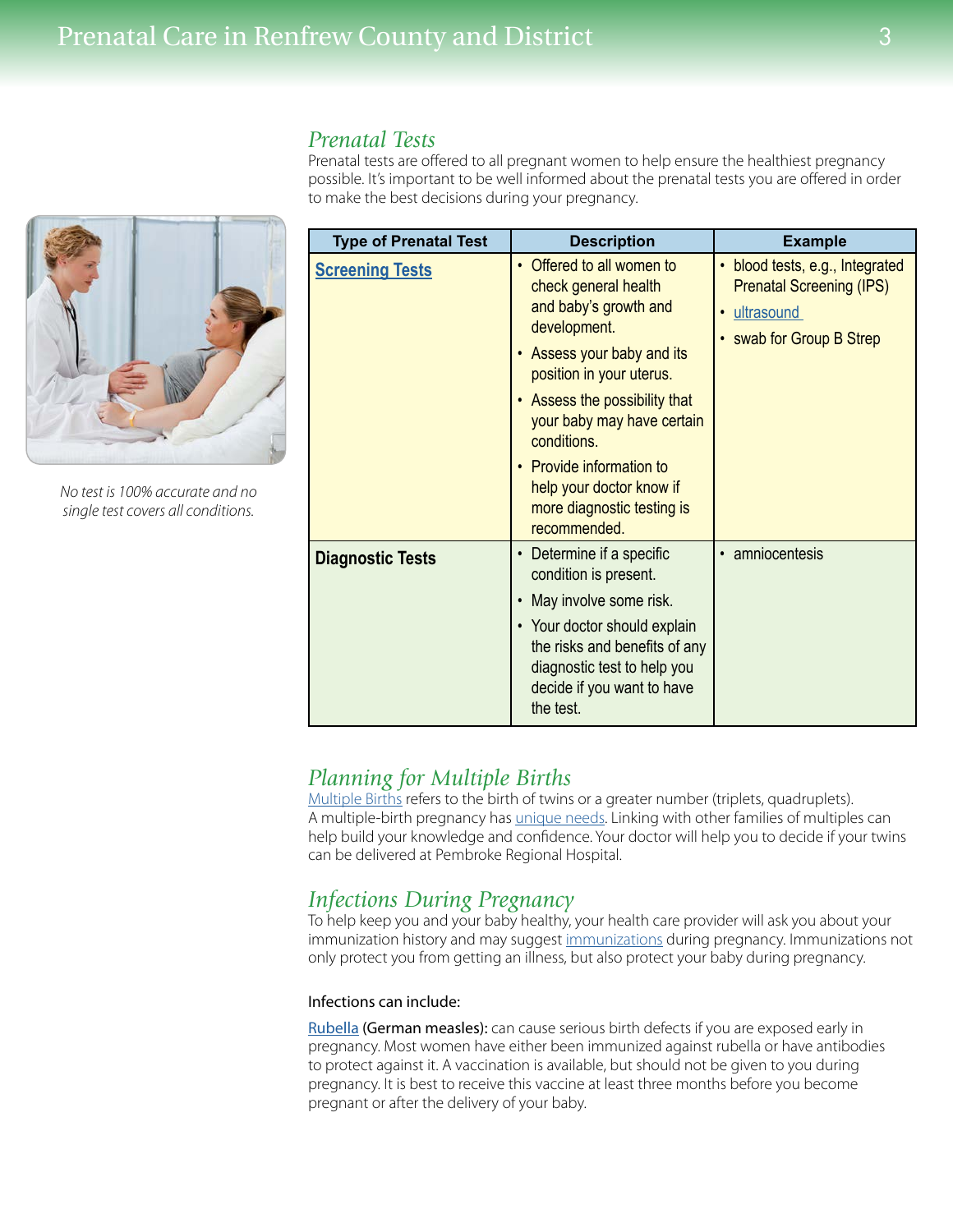## Prenatal Tests

Prenatal tests are offered to all pregnant women to help ensure the healthiest pregnancy possible. It's important to be well informed about the prenatal tests you are offered in order to make the best decisions during your pregnancy.

*No test is 100% accurate and no single test covers all conditions.*

| Type of Prenatal Test | Description | Example |
|---|---|---|
| **Screening Tests** | • Offered to all women to check general health and baby's growth and development.<br>• Assess your baby and its position in your uterus.<br>• Assess the possibility that your baby may have certain conditions.<br>• Provide information to help your doctor know if more diagnostic testing is recommended. | • blood tests, e.g., Integrated Prenatal Screening (IPS)<br>• ultrasound<br>• swab for Group B Strep |
| **Diagnostic Tests** | • Determine if a specific condition is present.<br>• May involve some risk.<br>• Your doctor should explain the risks and benefits of any diagnostic test to help you decide if you want to have the test. | • amniocentesis |

## Planning for Multiple Births

Multiple Births refers to the birth of twins or a greater number (triplets, quadruplets). A multiple-birth pregnancy has unique needs. Linking with other families of multiples can help build your knowledge and confidence. Your doctor will help you to decide if your twins can be delivered at Pembroke Regional Hospital.

## Infections During Pregnancy

To help keep you and your baby healthy, your health care provider will ask you about your immunization history and may suggest immunizations during pregnancy. Immunizations not only protect you from getting an illness, but also protect your baby during pregnancy.

Infections can include:

**Rubella (German measles):** can cause serious birth defects if you are exposed early in pregnancy. Most women have either been immunized against rubella or have antibodies to protect against it. A vaccination is available, but should not be given to you during pregnancy. It is best to receive this vaccine at least three months before you become pregnant or after the delivery of your baby.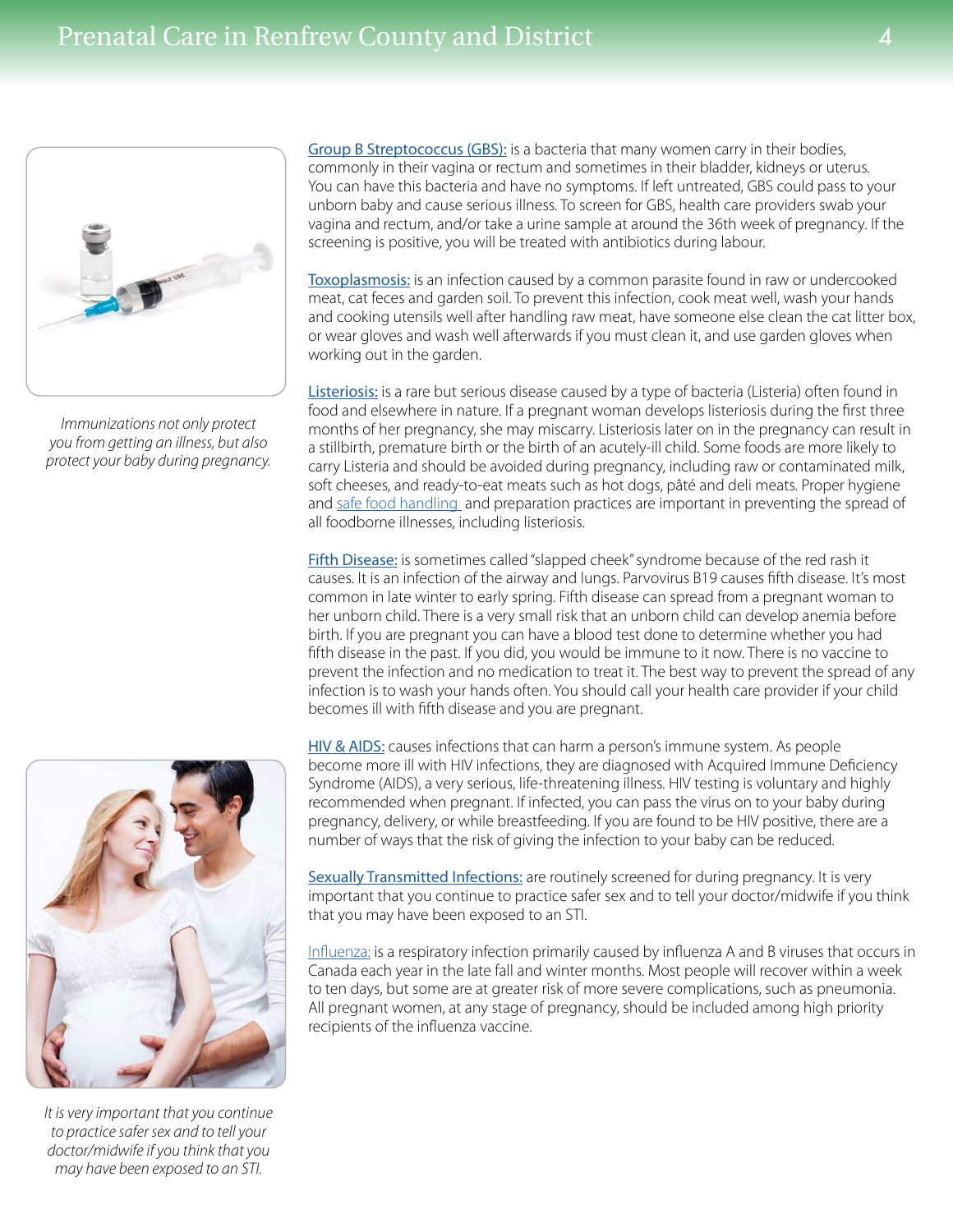Immunizations not only protect you from getting an illness, but also protect your baby during pregnancy.

**Group B Streptococcus (GBS):** is a bacteria that many women carry in their bodies, commonly in their vagina or rectum and sometimes in their bladder, kidneys or uterus. You can have this bacteria and have no symptoms. If left untreated, GBS could pass to your unborn baby and cause serious illness. To screen for GBS, health care providers swab your vagina and rectum, and/or take a urine sample at around the 36th week of pregnancy. If the screening is positive, you will be treated with antibiotics during labour.

**Toxoplasmosis:** is an infection caused by a common parasite found in raw or undercooked meat, cat feces and garden soil. To prevent this infection, cook meat well, wash your hands and cooking utensils well after handling raw meat, have someone else clean the cat litter box, or wear gloves and wash well afterwards if you must clean it, and use garden gloves when working out in the garden.

**Listeriosis:** is a rare but serious disease caused by a type of bacteria (Listeria) often found in food and elsewhere in nature. If a pregnant woman develops listeriosis during the first three months of her pregnancy, she may miscarry. Listeriosis later on in the pregnancy can result in a stillbirth, premature birth or the birth of an acutely-ill child. Some foods are more likely to carry Listeria and should be avoided during pregnancy, including raw or contaminated milk, soft cheeses, and ready-to-eat meats such as hot dogs, pâté and deli meats. Proper hygiene and safe food handling and preparation practices are important in preventing the spread of all foodborne illnesses, including listeriosis.

**Fifth Disease:** is sometimes called "slapped cheek" syndrome because of the red rash it causes. It is an infection of the airway and lungs. Parvovirus B19 causes fifth disease. It's most common in late winter to early spring. Fifth disease can spread from a pregnant woman to her unborn child. There is a very small risk that an unborn child can develop anemia before birth. If you are pregnant you can have a blood test done to determine whether you had fifth disease in the past. If you did, you would be immune to it now. There is no vaccine to prevent the infection and no medication to treat it. The best way to prevent the spread of any infection is to wash your hands often. You should call your health care provider if your child becomes ill with fifth disease and you are pregnant.

**HIV & AIDS:** causes infections that can harm a person's immune system. As people become more ill with HIV infections, they are diagnosed with Acquired Immune Deficiency Syndrome (AIDS), a very serious, life-threatening illness. HIV testing is voluntary and highly recommended when pregnant. If infected, you can pass the virus on to your baby during pregnancy, delivery, or while breastfeeding. If you are found to be HIV positive, there are a number of ways that the risk of giving the infection to your baby can be reduced.

**Sexually Transmitted Infections:** are routinely screened for during pregnancy. It is very important that you continue to practice safer sex and to tell your doctor/midwife if you think that you may have been exposed to an STI.

**Influenza:** is a respiratory infection primarily caused by influenza A and B viruses that occurs in Canada each year in the late fall and winter months. Most people will recover within a week to ten days, but some are at greater risk of more severe complications, such as pneumonia. All pregnant women, at any stage of pregnancy, should be included among high priority recipients of the influenza vaccine.

It is very important that you continue to practice safer sex and to tell your doctor/midwife if you think you may have been exposed to an STI.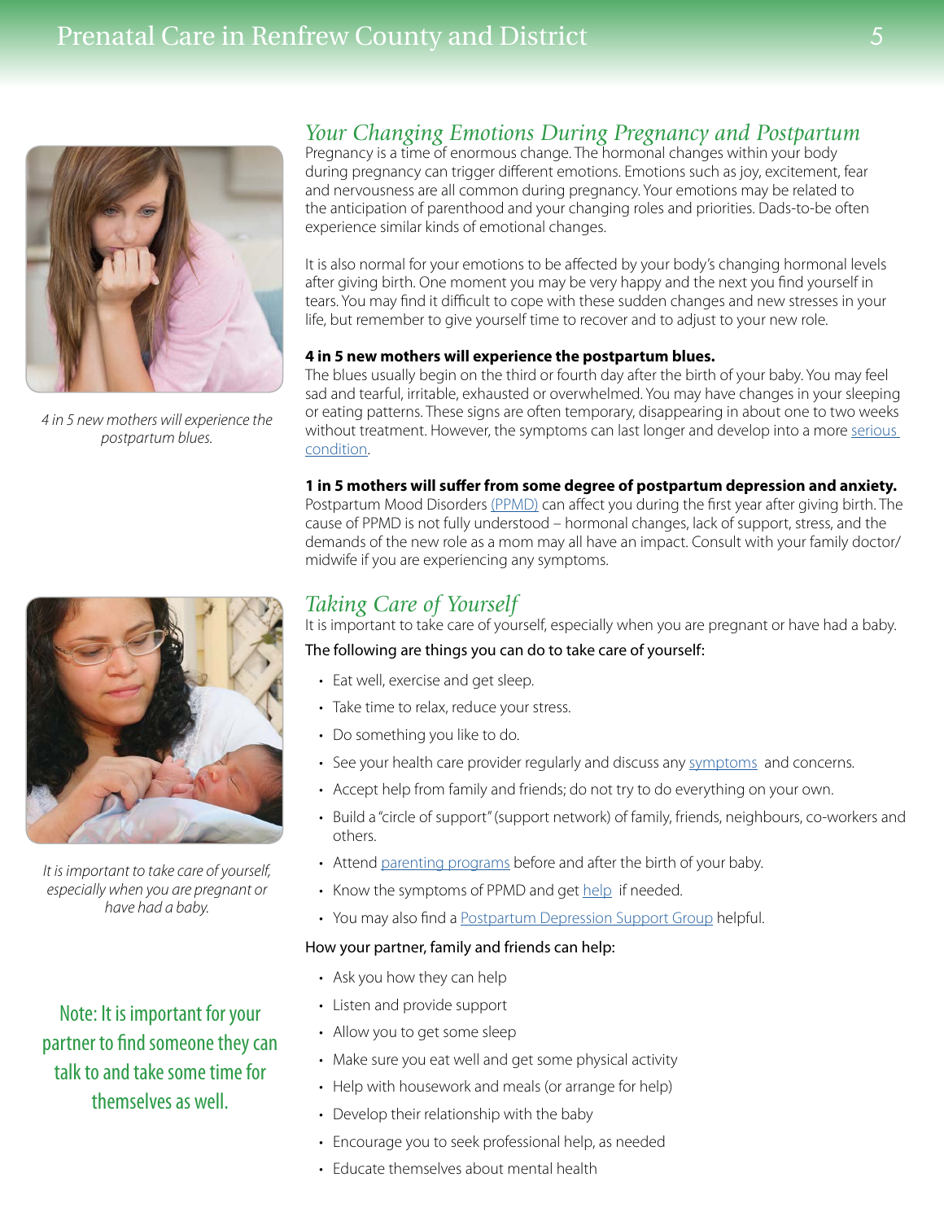## Your Changing Emotions During Pregnancy and Postpartum

Pregnancy is a time of enormous change. The hormonal changes within your body during pregnancy can trigger different emotions. Emotions such as joy, excitement, fear and nervousness are all common during pregnancy. Your emotions may be related to the anticipation of parenthood and your changing roles and priorities. Dads-to-be often experience similar kinds of emotional changes.

It is also normal for your emotions to be affected by your body's changing hormonal levels after giving birth. One moment you may be very happy and the next you find yourself in tears. You may find it difficult to cope with these sudden changes and new stresses in your life, but remember to give yourself time to recover and to adjust to your new role.

*4 in 5 new mothers will experience the postpartum blues.*

**4 in 5 new mothers will experience the postpartum blues.**

The blues usually begin on the third or fourth day after the birth of your baby. You may feel sad and tearful, irritable, exhausted or overwhelmed. You may have changes in your sleeping or eating patterns. These signs are often temporary, disappearing in about one to two weeks without treatment. However, the symptoms can last longer and develop into a more serious condition.

**1 in 5 mothers will suffer from some degree of postpartum depression and anxiety.**

Postpartum Mood Disorders (PPMD) can affect you during the first year after giving birth. The cause of PPMD is not fully understood – hormonal changes, lack of support, stress, and the demands of the new role as a mom may all have an impact. Consult with your family doctor/midwife if you are experiencing any symptoms.

## Taking Care of Yourself

It is important to take care of yourself, especially when you are pregnant or have had a baby.

The following are things you can do to take care of yourself:

- Eat well, exercise and get sleep.
- Take time to relax, reduce your stress.
- Do something you like to do.
- See your health care provider regularly and discuss any symptoms and concerns.
- Accept help from family and friends; do not try to do everything on your own.
- Build a "circle of support" (support network) of family, friends, neighbours, co-workers and others.
- Attend parenting programs before and after the birth of your baby.
- Know the symptoms of PPMD and get help if needed.
- You may also find a Postpartum Depression Support Group helpful.

*It is important to take care of yourself, especially when you are pregnant or have had a baby.*

How your partner, family and friends can help:

- Ask you how they can help
- Listen and provide support
- Allow you to get some sleep
- Make sure you eat well and get some physical activity
- Help with housework and meals (or arrange for help)
- Develop their relationship with the baby
- Encourage you to seek professional help, as needed
- Educate themselves about mental health

Note: It is important for your partner to find someone they can talk to and take some time for themselves as well.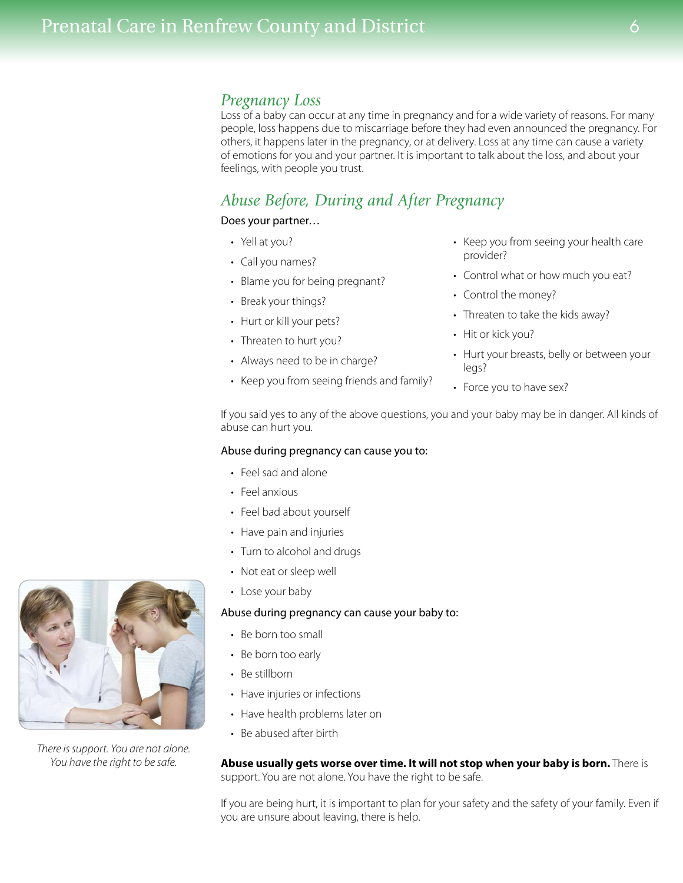## Pregnancy Loss

Loss of a baby can occur at any time in pregnancy and for a wide variety of reasons. For many people, loss happens due to miscarriage before they had even announced the pregnancy. For others, it happens later in the pregnancy, or at delivery. Loss at any time can cause a variety of emotions for you and your partner. It is important to talk about the loss, and about your feelings, with people you trust.

## Abuse Before, During and After Pregnancy

Does your partner…

- Yell at you?
- Call you names?
- Blame you for being pregnant?
- Break your things?
- Hurt or kill your pets?
- Threaten to hurt you?
- Always need to be in charge?
- Keep you from seeing friends and family?
- Keep you from seeing your health care provider?
- Control what or how much you eat?
- Control the money?
- Threaten to take the kids away?
- Hit or kick you?
- Hurt your breasts, belly or between your legs?
- Force you to have sex?

If you said yes to any of the above questions, you and your baby may be in danger. All kinds of abuse can hurt you.

Abuse during pregnancy can cause you to:

- Feel sad and alone
- Feel anxious
- Feel bad about yourself
- Have pain and injuries
- Turn to alcohol and drugs
- Not eat or sleep well
- Lose your baby

Abuse during pregnancy can cause your baby to:

- Be born too small
- Be born too early
- Be stillborn
- Have injuries or infections
- Have health problems later on
- Be abused after birth

*There is support. You are not alone. You have the right to be safe.*

**Abuse usually gets worse over time. It will not stop when your baby is born.** There is support. You are not alone. You have the right to be safe.

If you are being hurt, it is important to plan for your safety and the safety of your family. Even if you are unsure about leaving, there is help.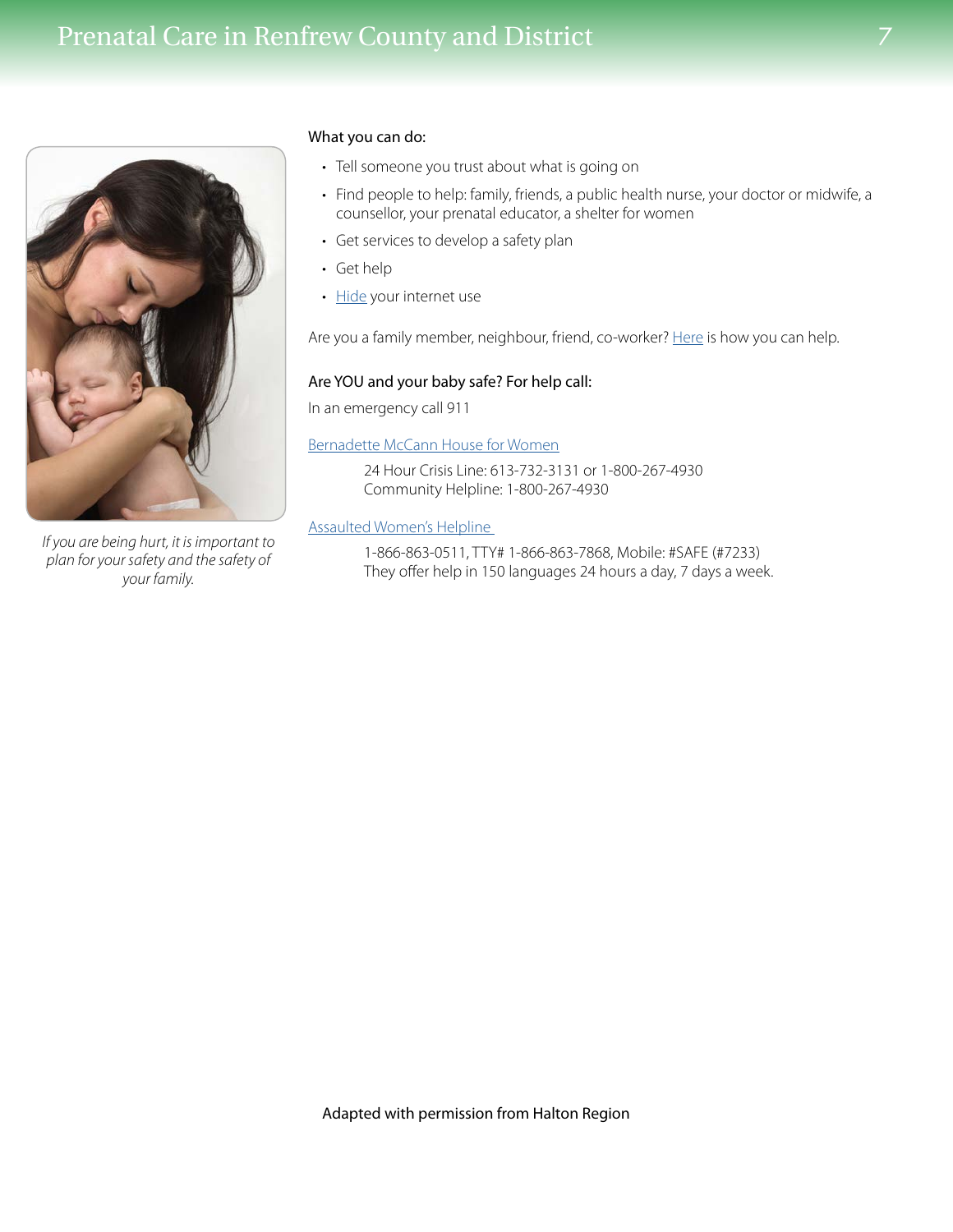*If you are being hurt, it is important to plan for your safety and the safety of your family.*

What you can do:

- Tell someone you trust about what is going on
- Find people to help: family, friends, a public health nurse, your doctor or midwife, a counsellor, your prenatal educator, a shelter for women
- Get services to develop a safety plan
- Get help
- Hide your internet use

Are you a family member, neighbour, friend, co-worker? Here is how you can help.

**Are YOU and your baby safe? For help call:**

In an emergency call 911

Bernadette McCann House for Women

24 Hour Crisis Line: 613-732-3131 or 1-800-267-4930
Community Helpline: 1-800-267-4930

Assaulted Women's Helpline

1-866-863-0511, TTY# 1-866-863-7868, Mobile: #SAFE (#7233)
They offer help in 150 languages 24 hours a day, 7 days a week.

Adapted with permission from Halton Region